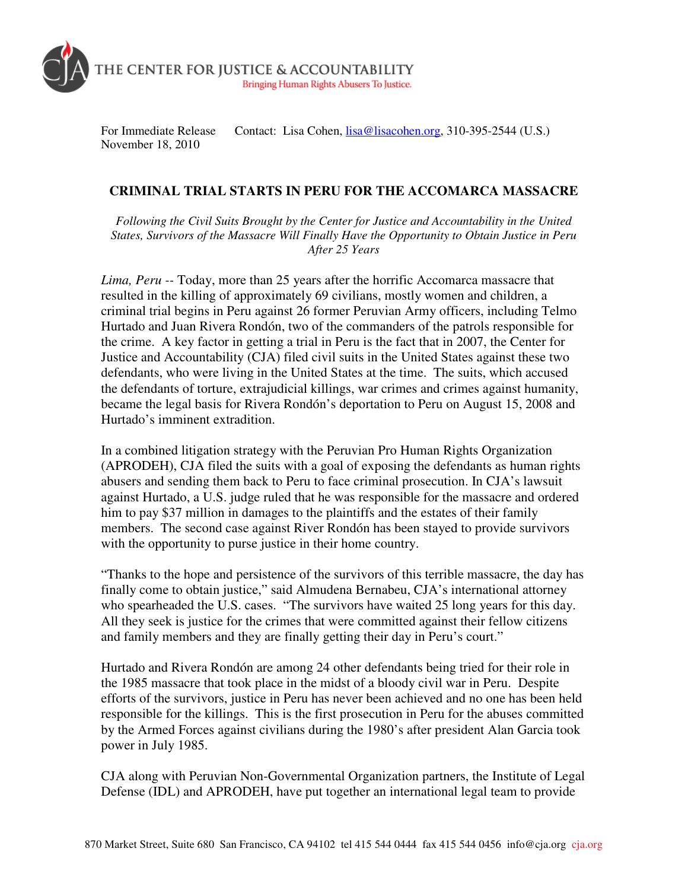THE CENTER FOR JUSTICE & ACCOUNTABILITY
Bringing Human Rights Abusers To Justice.

For Immediate Release
November 18, 2010

Contact: Lisa Cohen, lisa@lisacohen.org, 310-395-2544 (U.S.)

## CRIMINAL TRIAL STARTS IN PERU FOR THE ACCOMARCA MASSACRE

*Following the Civil Suits Brought by the Center for Justice and Accountability in the United States, Survivors of the Massacre Will Finally Have the Opportunity to Obtain Justice in Peru After 25 Years*

*Lima, Peru* -- Today, more than 25 years after the horrific Accomarca massacre that resulted in the killing of approximately 69 civilians, mostly women and children, a criminal trial begins in Peru against 26 former Peruvian Army officers, including Telmo Hurtado and Juan Rivera Rondón, two of the commanders of the patrols responsible for the crime. A key factor in getting a trial in Peru is the fact that in 2007, the Center for Justice and Accountability (CJA) filed civil suits in the United States against these two defendants, who were living in the United States at the time. The suits, which accused the defendants of torture, extrajudicial killings, war crimes and crimes against humanity, became the legal basis for Rivera Rondón's deportation to Peru on August 15, 2008 and Hurtado's imminent extradition.

In a combined litigation strategy with the Peruvian Pro Human Rights Organization (APRODEH), CJA filed the suits with a goal of exposing the defendants as human rights abusers and sending them back to Peru to face criminal prosecution. In CJA's lawsuit against Hurtado, a U.S. judge ruled that he was responsible for the massacre and ordered him to pay $37 million in damages to the plaintiffs and the estates of their family members. The second case against River Rondón has been stayed to provide survivors with the opportunity to purse justice in their home country.

"Thanks to the hope and persistence of the survivors of this terrible massacre, the day has finally come to obtain justice," said Almudena Bernabeu, CJA's international attorney who spearheaded the U.S. cases. "The survivors have waited 25 long years for this day. All they seek is justice for the crimes that were committed against their fellow citizens and family members and they are finally getting their day in Peru's court."

Hurtado and Rivera Rondón are among 24 other defendants being tried for their role in the 1985 massacre that took place in the midst of a bloody civil war in Peru. Despite efforts of the survivors, justice in Peru has never been achieved and no one has been held responsible for the killings. This is the first prosecution in Peru for the abuses committed by the Armed Forces against civilians during the 1980's after president Alan Garcia took power in July 1985.

CJA along with Peruvian Non-Governmental Organization partners, the Institute of Legal Defense (IDL) and APRODEH, have put together an international legal team to provide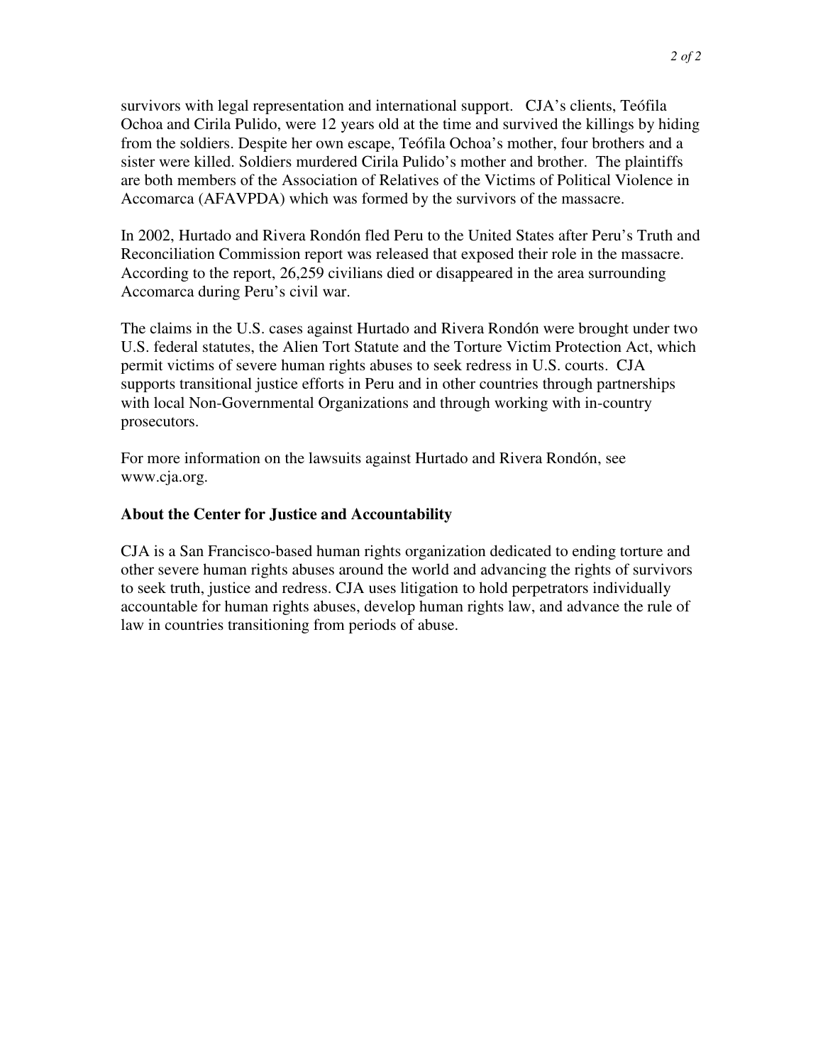survivors with legal representation and international support. CJA's clients, Teófila Ochoa and Cirila Pulido, were 12 years old at the time and survived the killings by hiding from the soldiers. Despite her own escape, Teófila Ochoa's mother, four brothers and a sister were killed. Soldiers murdered Cirila Pulido's mother and brother. The plaintiffs are both members of the Association of Relatives of the Victims of Political Violence in Accomarca (AFAVPDA) which was formed by the survivors of the massacre.

In 2002, Hurtado and Rivera Rondón fled Peru to the United States after Peru's Truth and Reconciliation Commission report was released that exposed their role in the massacre. According to the report, 26,259 civilians died or disappeared in the area surrounding Accomarca during Peru's civil war.

The claims in the U.S. cases against Hurtado and Rivera Rondón were brought under two U.S. federal statutes, the Alien Tort Statute and the Torture Victim Protection Act, which permit victims of severe human rights abuses to seek redress in U.S. courts. CJA supports transitional justice efforts in Peru and in other countries through partnerships with local Non-Governmental Organizations and through working with in-country prosecutors.

For more information on the lawsuits against Hurtado and Rivera Rondón, see www.cja.org.

**About the Center for Justice and Accountability**

CJA is a San Francisco-based human rights organization dedicated to ending torture and other severe human rights abuses around the world and advancing the rights of survivors to seek truth, justice and redress. CJA uses litigation to hold perpetrators individually accountable for human rights abuses, develop human rights law, and advance the rule of law in countries transitioning from periods of abuse.